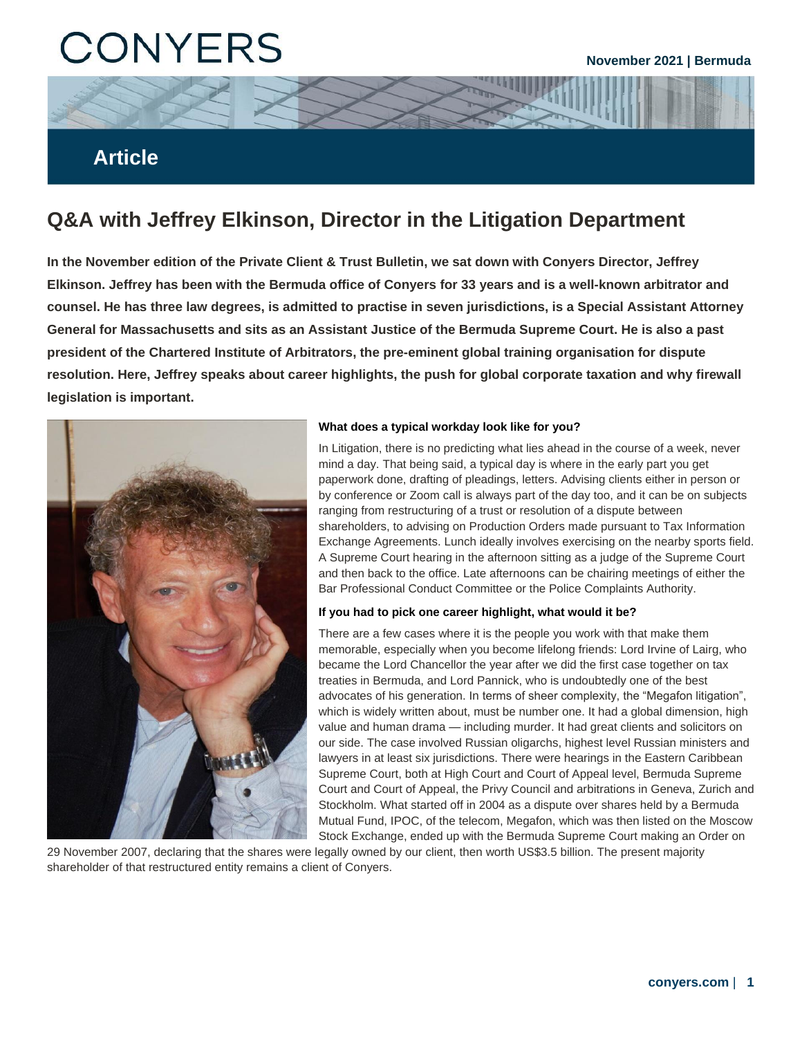# CONYERS

November 2021 | Bermuda

## Article

# Q&A with Jeffrey Elkinson, Director in the Litigation Department

**In the November edition of the Private Client & Trust Bulletin, we sat down with Conyers Director, Jeffrey Elkinson. Jeffrey has been with the Bermuda office of Conyers for 33 years and is a well-known arbitrator and counsel. He has three law degrees, is admitted to practise in seven jurisdictions, is a Special Assistant Attorney General for Massachusetts and sits as an Assistant Justice of the Bermuda Supreme Court. He is also a past president of the Chartered Institute of Arbitrators, the pre-eminent global training organisation for dispute resolution. Here, Jeffrey speaks about career highlights, the push for global corporate taxation and why firewall legislation is important.**

**What does a typical workday look like for you?**

In Litigation, there is no predicting what lies ahead in the course of a week, never mind a day. That being said, a typical day is where in the early part you get paperwork done, drafting of pleadings, letters. Advising clients either in person or by conference or Zoom call is always part of the day too, and it can be on subjects ranging from restructuring of a trust or resolution of a dispute between shareholders, to advising on Production Orders made pursuant to Tax Information Exchange Agreements. Lunch ideally involves exercising on the nearby sports field. A Supreme Court hearing in the afternoon sitting as a judge of the Supreme Court and then back to the office. Late afternoons can be chairing meetings of either the Bar Professional Conduct Committee or the Police Complaints Authority.

**If you had to pick one career highlight, what would it be?**

There are a few cases where it is the people you work with that make them memorable, especially when you become lifelong friends: Lord Irvine of Lairg, who became the Lord Chancellor the year after we did the first case together on tax treaties in Bermuda, and Lord Pannick, who is undoubtedly one of the best advocates of his generation. In terms of sheer complexity, the "Megafon litigation", which is widely written about, must be number one. It had a global dimension, high value and human drama — including murder. It had great clients and solicitors on our side. The case involved Russian oligarchs, highest level Russian ministers and lawyers in at least six jurisdictions. There were hearings in the Eastern Caribbean Supreme Court, both at High Court and Court of Appeal level, Bermuda Supreme Court and Court of Appeal, the Privy Council and arbitrations in Geneva, Zurich and Stockholm. What started off in 2004 as a dispute over shares held by a Bermuda Mutual Fund, IPOC, of the telecom, Megafon, which was then listed on the Moscow Stock Exchange, ended up with the Bermuda Supreme Court making an Order on 29 November 2007, declaring that the shares were legally owned by our client, then worth US$3.5 billion. The present majority shareholder of that restructured entity remains a client of Conyers.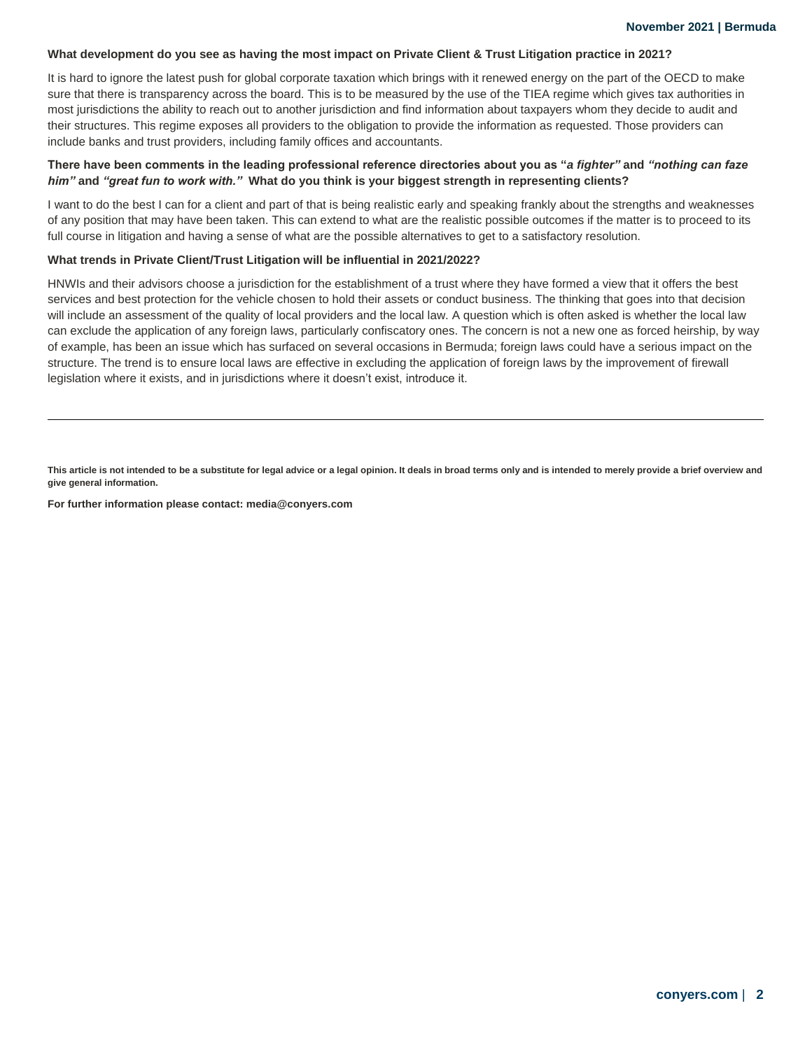**What development do you see as having the most impact on Private Client & Trust Litigation practice in 2021?**

It is hard to ignore the latest push for global corporate taxation which brings with it renewed energy on the part of the OECD to make sure that there is transparency across the board. This is to be measured by the use of the TIEA regime which gives tax authorities in most jurisdictions the ability to reach out to another jurisdiction and find information about taxpayers whom they decide to audit and their structures. This regime exposes all providers to the obligation to provide the information as requested. Those providers can include banks and trust providers, including family offices and accountants.

**There have been comments in the leading professional reference directories about you as "*a fighter*" and *"nothing can faze him"* and *"great fun to work with."* What do you think is your biggest strength in representing clients?**

I want to do the best I can for a client and part of that is being realistic early and speaking frankly about the strengths and weaknesses of any position that may have been taken. This can extend to what are the realistic possible outcomes if the matter is to proceed to its full course in litigation and having a sense of what are the possible alternatives to get to a satisfactory resolution.

**What trends in Private Client/Trust Litigation will be influential in 2021/2022?**

HNWIs and their advisors choose a jurisdiction for the establishment of a trust where they have formed a view that it offers the best services and best protection for the vehicle chosen to hold their assets or conduct business. The thinking that goes into that decision will include an assessment of the quality of local providers and the local law. A question which is often asked is whether the local law can exclude the application of any foreign laws, particularly confiscatory ones. The concern is not a new one as forced heirship, by way of example, has been an issue which has surfaced on several occasions in Bermuda; foreign laws could have a serious impact on the structure. The trend is to ensure local laws are effective in excluding the application of foreign laws by the improvement of firewall legislation where it exists, and in jurisdictions where it doesn't exist, introduce it.

---

**This article is not intended to be a substitute for legal advice or a legal opinion. It deals in broad terms only and is intended to merely provide a brief overview and give general information.**

**For further information please contact: media@conyers.com**